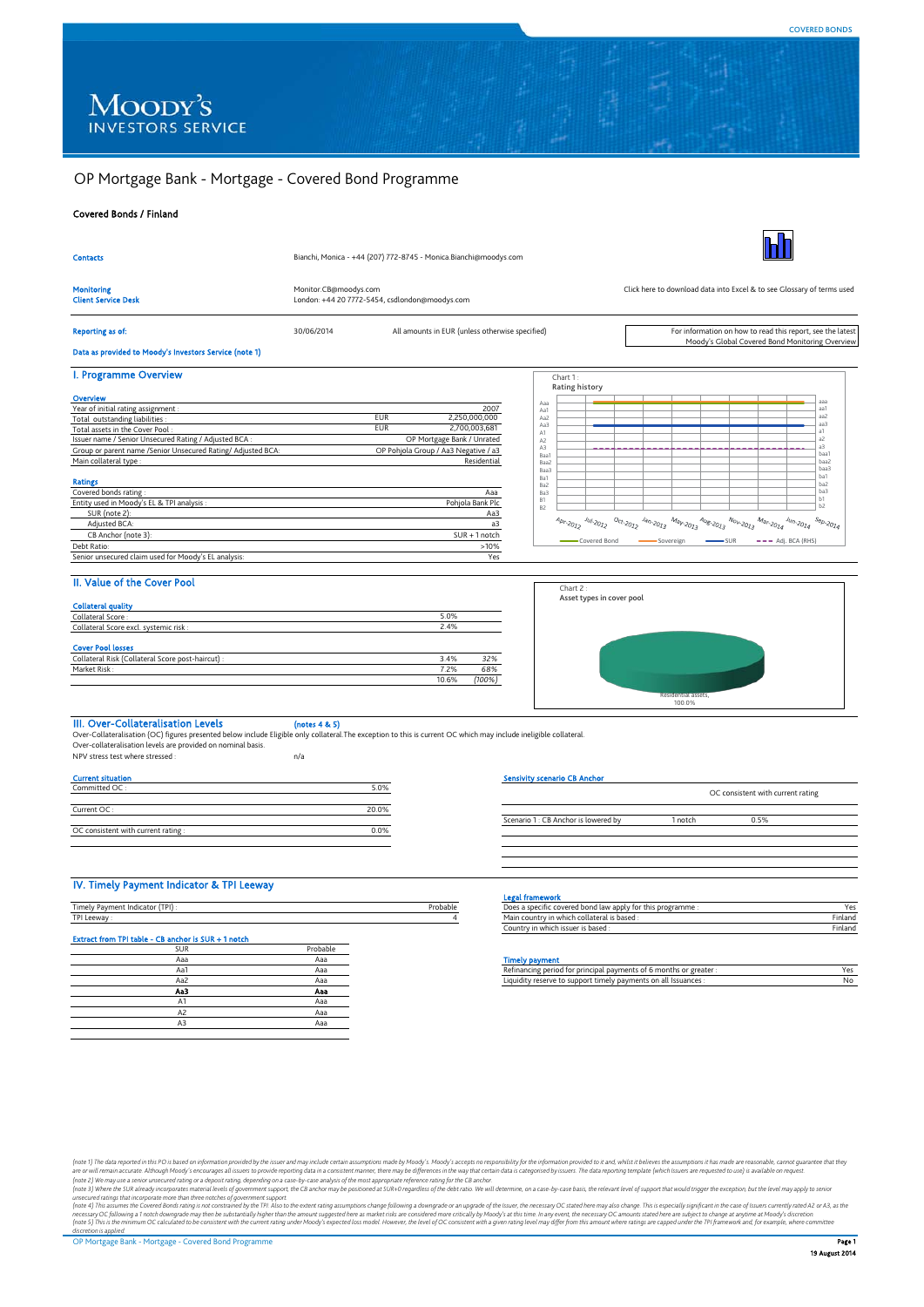COVERED BONDS

Moody's Investors Service

# OP Mortgage Bank - Mortgage - Covered Bond Programme

**Covered Bonds / Finland**

| | |
|---|---|
| **Contacts** | Bianchi, Monica - +44 (207) 772-8745 - Monica.Bianchi@moodys.com |
| **Monitoring** | Monitor.CB@moodys.com |
| **Client Service Desk** | London: +44 20 7772-5454, csdlondon@moodys.com |

Click here to download data into Excel & to see Glossary of terms used

**Reporting as of:** 30/06/2014 All amounts in EUR (unless otherwise specified)

For information on how to read this report, see the latest Moody's Global Covered Bond Monitoring Overview

**Data as provided to Moody's Investors Service (note 1)**

## I. Programme Overview

**Overview**

| | | |
|---|---|---|
| Year of initial rating assignment : | | 2007 |
| Total outstanding liabilities : | EUR | 2,250,000,000 |
| Total assets in the Cover Pool : | EUR | 2,700,003,681 |
| Issuer name / Senior Unsecured Rating / Adjusted BCA : | | OP Mortgage Bank / Unrated |
| Group or parent name /Senior Unsecured Rating/ Adjusted BCA: | | OP Pohjola Group / Aa3 Negative / a3 |
| Main collateral type : | | Residential |

**Ratings**

| | |
|---|---|
| Covered bonds rating : | Aaa |
| Entity used in Moody's EL & TPI analysis : | Pohjola Bank Plc |
| SUR (note 2): | Aa3 |
| Adjusted BCA: | a3 |
| CB Anchor (note 3): | SUR + 1 notch |
| Debt Ratio: | >10% |
| Senior unsecured claim used for Moody's EL analysis: | Yes |

Chart 1 : Rating history

(Chart: Apr-2012 to Sep-2014; Covered Bond, Sovereign, SUR, Adj. BCA (RHS))

## II. Value of the Cover Pool

**Collateral quality**

| | |
|---|---|
| Collateral Score : | 5.0% |
| Collateral Score excl. systemic risk : | 2.4% |

**Cover Pool losses**

| | | |
|---|---|---|
| Collateral Risk (Collateral Score post-haircut) : | 3.4% | *32%* |
| Market Risk : | 7.2% | *68%* |
| | 10.6% | *(100%)* |

Chart 2 : Asset types in cover pool

Residential assets, 100.0%

## III. Over-Collateralisation Levels (notes 4 & 5)

Over-Collateralisation (OC) figures presented below include Eligible only collateral.The exception to this is current OC which may include ineligible collateral.
Over-collateralisation levels are provided on nominal basis.

NPV stress test where stressed : n/a

**Current situation**

| | |
|---|---|
| Committed OC : | 5.0% |
| Current OC : | 20.0% |
| OC consistent with current rating : | 0.0% |

**Sensivity scenario CB Anchor**

| | | OC consistent with current rating |
|---|---|---|
| Scenario 1 : CB Anchor is lowered by | 1 notch | 0.5% |

## IV. Timely Payment Indicator & TPI Leeway

| | |
|---|---|
| Timely Payment Indicator (TPI) : | Probable |
| TPI Leeway : | 4 |

**Extract from TPI table - CB anchor is SUR + 1 notch**

| SUR | Probable |
|---|---|
| Aaa | Aaa |
| Aa1 | Aaa |
| Aa2 | Aaa |
| **Aa3** | **Aaa** |
| A1 | Aaa |
| A2 | Aaa |
| A3 | Aaa |

**Legal framework**

| | |
|---|---|
| Does a specific covered bond law apply for this programme : | Yes |
| Main country in which collateral is based : | Finland |
| Country in which issuer is based : | Finland |

**Timely payment**

| | |
|---|---|
| Refinancing period for principal payments of 6 months or greater : | Yes |
| Liquidity reserve to support timely payments on all Issuances : | No |

(note 1) The data reported in this PO is based on information provided by the issuer and may include certain assumptions made by Moody's. Moody's accepts no responsibility for the information provided to it and, whilst it believes the assumptions it has made are reasonable, cannot guarantee that they are or will remain accurate. Although Moody's encourages all issuers to provide reporting data in a consistent manner, there may be differences in the way that certain data is categorised by issuers. The data reporting template (which issuers are requested to use) is available on request.
(note 2) We may use a senior unsecured rating or a deposit rating, depending on a case-by-case analysis of the most appropriate reference rating for the CB anchor.
(note 3) Where the SUR already incorporates material levels of government support, the CB anchor may be positioned at SUR+0 regardless of the debt ratio. We will determine, on a case-by-case basis, the relevant level of support that would trigger the exception, but the level may apply to senior unsecured ratings that incorporate more than three notches of government support.
(note 4) This assumes the Covered Bonds rating is not constrained by the TPI. Also to the extent rating assumptions change following a downgrade or an upgrade of the Issuer, the necessary OC stated here may also change. This is especially significant in the case of issuers currently rated A2 or A3, as the necessary OC following a 1 notch downgrade may then be substantially higher than the amount suggested here as market risks are considered more critically by Moody's at this time. In any event, the necessary OC amounts stated here are subject to change at anytime at Moody's discretion.
(note 5) This is the minimum OC calculated to be consistent with the current rating under Moody's expected loss model. However, the level of OC consistent with a given rating level may differ from this amount where ratings are capped under the TPI framework and, for example, where committee discretion is applied.

19 August 2014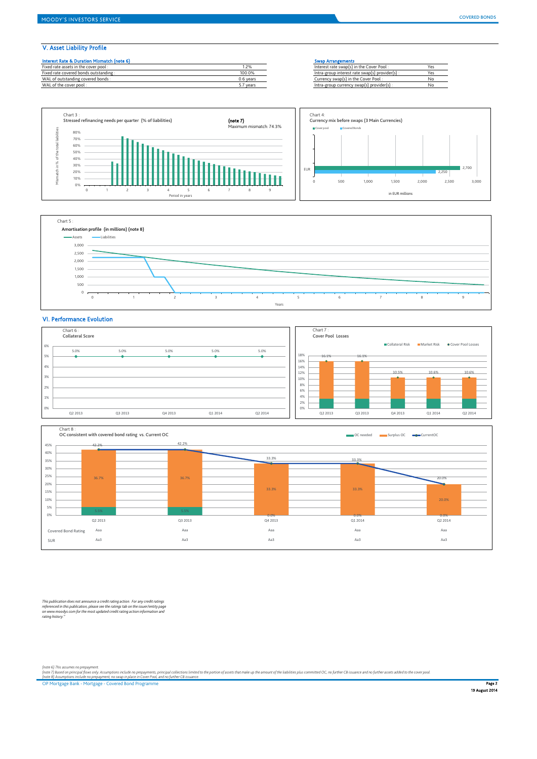## V. Asset Liability Profile

| Interest Rate & Duration Mismatch (note 6) | |
|---|---|
| Fixed rate assets in the cover pool : | 1.2% |
| Fixed rate covered bonds outstanding : | 100.0% |
| WAL of outstanding covered bonds : | 0.6 years |
| WAL of the cover pool : | 5.7 years |

| Swap Arrangements | |
|---|---|
| Interest rate swap(s) in the Cover Pool : | Yes |
| Intra-group interest rate swap(s) provider(s) : | Yes |
| Currency swap(s) in the Cover Pool : | No |
| Intra-group currency swap(s) provider(s) : | No |

Chart 3 :
Stressed refinancing needs per quarter (% of liabilities)

(note 7)
Maximum mismatch: 74.3%

Chart 4:
Currency mix before swaps (3 Main Currencies)

| Currency | Cover pool | Covered Bonds |
|---|---|---|
| EUR | 2,700 | 2,250 |

in EUR millions

Chart 5 :
Amortisation profile (in millions) (note 8)

## VI. Performance Evolution

Chart 6 :
Collateral Score

| | Q2 2013 | Q3 2013 | Q4 2013 | Q1 2014 | Q2 2014 |
|---|---|---|---|---|---|
| Collateral Score | 5.0% | 5.0% | 5.0% | 5.0% | 5.0% |

Chart 7 :
Cover Pool Losses

| | Q2 2013 | Q3 2013 | Q4 2013 | Q1 2014 | Q2 2014 |
|---|---|---|---|---|---|
| Cover Pool Losses | 16.1% | 16.1% | 10.5% | 10.6% | 10.6% |

Chart 8 :
OC consistent with covered bond rating vs. Current OC

| | Q2 2013 | Q3 2013 | Q4 2013 | Q1 2014 | Q2 2014 |
|---|---|---|---|---|---|
| OC needed | 5.5% | 5.5% | 0.0% | 0.0% | 0.0% |
| Surplus OC | 36.7% | 36.7% | 33.3% | 33.3% | 20.0% |
| Current OC | 42.2% | 42.2% | 33.3% | 33.3% | 20.0% |
| Covered Bond Rating | Aaa | Aaa | Aaa | Aaa | Aaa |
| SUR | Aa3 | Aa3 | Aa3 | Aa3 | Aa3 |

*This publication does not announce a credit rating action. For any credit ratings referenced in this publication, please see the ratings tab on the issuer/entity page on www.moodys.com for the most updated credit rating action information and rating history."*

*(note 6) This assumes no prepayment.*
*(note 7) Based on principal flows only. Assumptions include no prepayments, principal collections limited to the portion of assets that make up the amount of the liabilities plus committed OC, no further CB issuance and no further assets added to the cover pool.*
*(note 8) Assumptions include no prepayment, no swap in place in Cover Pool, and no further CB issuance*

OP Mortgage Bank - Mortgage - Covered Bond Programme

19 August 2014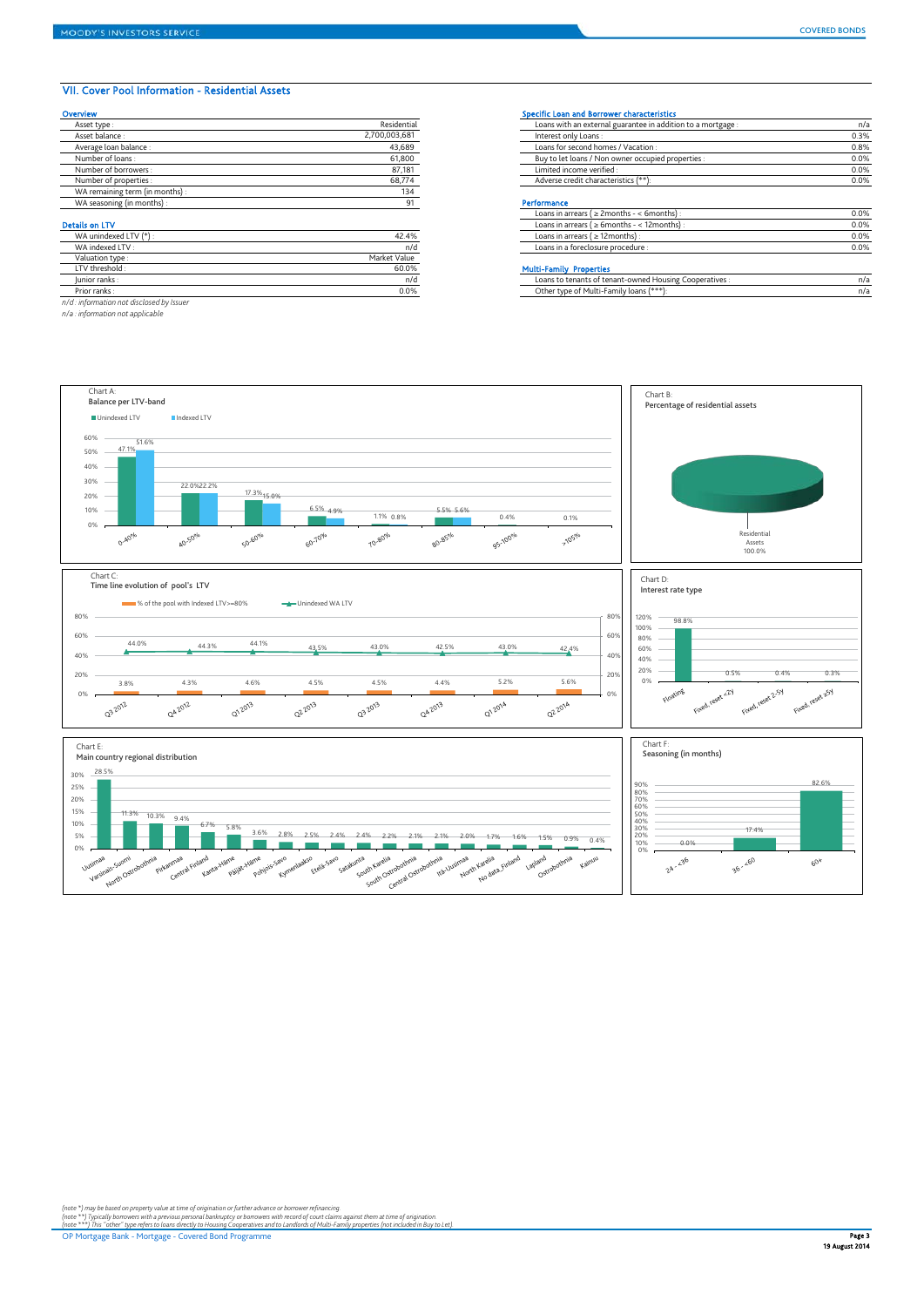## VII. Cover Pool Information - Residential Assets

### Overview

| | |
|---|---|
| Asset type : | Residential |
| Asset balance : | 2,700,003,681 |
| Average loan balance : | 43,689 |
| Number of loans : | 61,800 |
| Number of borrowers : | 87,181 |
| Number of properties : | 68,774 |
| WA remaining term (in months) : | 134 |
| WA seasoning (in months) : | 91 |

### Details on LTV

| | |
|---|---|
| WA unindexed LTV (*) : | 42.4% |
| WA indexed LTV : | n/d |
| Valuation type : | Market Value |
| LTV threshold : | 60.0% |
| Junior ranks : | n/d |
| Prior ranks : | 0.0% |

*n/d : information not disclosed by Issuer*
*n/a : information not applicable*

### Specific Loan and Borrower characteristics

| | |
|---|---|
| Loans with an external guarantee in addition to a mortgage : | n/a |
| Interest only Loans : | 0.3% |
| Loans for second homes / Vacation : | 0.8% |
| Buy to let loans / Non owner occupied properties : | 0.0% |
| Limited income verified : | 0.0% |
| Adverse credit characteristics (**) : | 0.0% |

### Performance

| | |
|---|---|
| Loans in arrears ( ≥ 2months - < 6months) : | 0.0% |
| Loans in arrears ( ≥ 6months - < 12months) : | 0.0% |
| Loans in arrears ( ≥ 12months) : | 0.0% |
| Loans in a foreclosure procedure : | 0.0% |

### Multi-Family Properties

| | |
|---|---|
| Loans to tenants of tenant-owned Housing Cooperatives : | n/a |
| Other type of Multi-Family loans (***) : | n/a |

**Chart A: Balance per LTV-band**

| LTV band | Unindexed LTV | Indexed LTV |
|---|---|---|
| 0-40% | 47.1% | 51.6% |
| 40-50% | 22.0% | 22.2% |
| 50-60% | 17.3% | 15.0% |
| 60-70% | 6.5% | 4.9% |
| 70-80% | 1.1% | 0.8% |
| 80-85% | 5.5% | 5.6% |
| 95-100% | 0.4% | |
| >105% | 0.1% | |

**Chart B: Percentage of residential assets**

Residential Assets 100.0%

**Chart C: Time line evolution of pool's LTV**

| Quarter | % of the pool with Indexed LTV>=80% | Unindexed WA LTV |
|---|---|---|
| Q3 2012 | 3.8% | 44.0% |
| Q4 2012 | 4.3% | 44.3% |
| Q1 2013 | 4.6% | 44.1% |
| Q2 2013 | 4.5% | 43.5% |
| Q3 2013 | 4.5% | 43.0% |
| Q4 2013 | 4.4% | 42.5% |
| Q1 2014 | 5.2% | 43.0% |
| Q2 2014 | 5.6% | 42.4% |

**Chart D: Interest rate type**

| Type | % |
|---|---|
| Floating | 98.8% |
| Fixed, reset <2y | 0.5% |
| Fixed, reset 2-5y | 0.4% |
| Fixed, reset ≥5y | 0.3% |

**Chart E: Main country regional distribution**

| Region | % |
|---|---|
| Uusimaa | 28.5% |
| Varsinais-Suomi | 11.3% |
| North Ostrobothnia | 10.3% |
| Pirkanmaa | 9.4% |
| Central Finland | 6.7% |
| Kanta-Häme | 5.8% |
| Päijät-Häme | 3.6% |
| Pohjois-Savo | 2.8% |
| Kymenlaakso | 2.5% |
| Etelä-Savo | 2.4% |
| Satakunta | 2.4% |
| South Karelia | 2.2% |
| South Ostrobothnia | 2.1% |
| Central Ostrobothnia | 2.1% |
| Itä-Uusimaa | 2.0% |
| North Karelia | 1.7% |
| No data_Finland | 1.6% |
| Lapland | 1.5% |
| Ostrobothnia | 0.9% |
| Kainuu | 0.4% |

**Chart F: Seasoning (in months)**

| Seasoning | % |
|---|---|
| 24 - <36 | 0.0% |
| 36 - <60 | 17.4% |
| 60+ | 82.6% |

*(note \*) may be based on property value at time of origination or further advance or borrower refinancing.*
*(note \*\*) Typically borrowers with a previous personal bankruptcy or borrowers with record of court claims against them at time of origination.*
*(note \*\*\*) This "other" type refers to loans directly to Housing Cooperatives and to Landlords of Multi-Family properties (not included in Buy to Let).*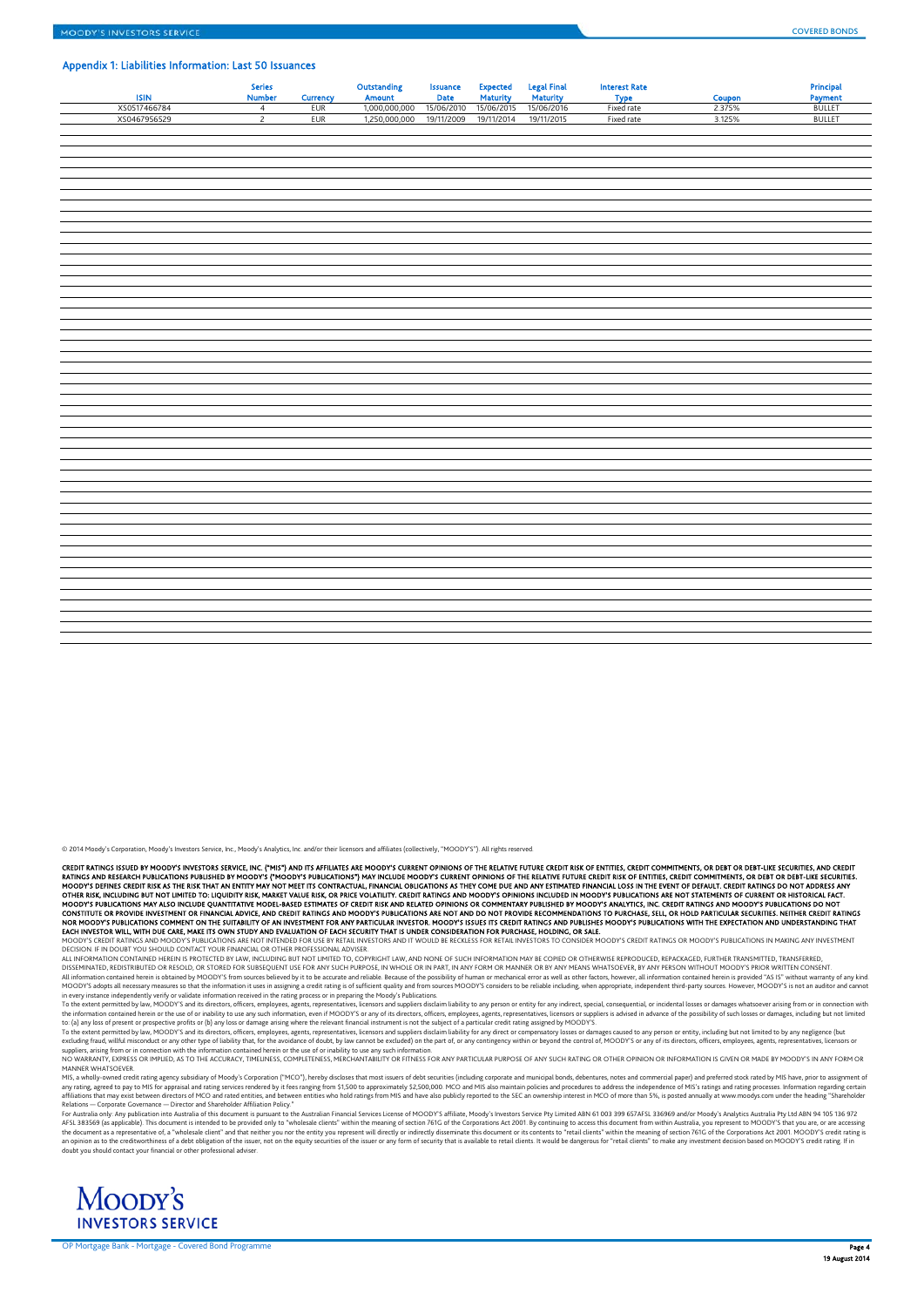## Appendix 1: Liabilities Information: Last 50 Issuances

| ISIN | Series Number | Currency | Outstanding Amount | Issuance Date | Expected Maturity | Legal Final Maturity | Interest Rate Type | Coupon | Principal Payment |
|---|---|---|---|---|---|---|---|---|---|
| XS0517466784 | 4 | EUR | 1,000,000,000 | 15/06/2010 | 15/06/2015 | 15/06/2016 | Fixed rate | 2.375% | BULLET |
| XS0467956529 | 2 | EUR | 1,250,000,000 | 19/11/2009 | 19/11/2014 | 19/11/2015 | Fixed rate | 3.125% | BULLET |

© 2014 Moody's Corporation, Moody's Investors Service, Inc., Moody's Analytics, Inc. and/or their licensors and affiliates (collectively, "MOODY'S"). All rights reserved.

**CREDIT RATINGS ISSUED BY MOODY'S INVESTORS SERVICE, INC. ("MIS") AND ITS AFFILIATES ARE MOODY'S CURRENT OPINIONS OF THE RELATIVE FUTURE CREDIT RISK OF ENTITIES, CREDIT COMMITMENTS, OR DEBT OR DEBT-LIKE SECURITIES, AND CREDIT RATINGS AND RESEARCH PUBLICATIONS PUBLISHED BY MOODY'S ("MOODY'S PUBLICATIONS") MAY INCLUDE MOODY'S CURRENT OPINIONS OF THE RELATIVE FUTURE CREDIT RISK OF ENTITIES, CREDIT COMMITMENTS, OR DEBT OR DEBT-LIKE SECURITIES. MOODY'S DEFINES CREDIT RISK AS THE RISK THAT AN ENTITY MAY NOT MEET ITS CONTRACTUAL, FINANCIAL OBLIGATIONS AS THEY COME DUE AND ANY ESTIMATED FINANCIAL LOSS IN THE EVENT OF DEFAULT. CREDIT RATINGS DO NOT ADDRESS ANY OTHER RISK, INCLUDING BUT NOT LIMITED TO: LIQUIDITY RISK, MARKET VALUE RISK, OR PRICE VOLATILITY. CREDIT RATINGS AND MOODY'S OPINIONS INCLUDED IN MOODY'S PUBLICATIONS ARE NOT STATEMENTS OF CURRENT OR HISTORICAL FACT. MOODY'S PUBLICATIONS MAY ALSO INCLUDE QUANTITATIVE MODEL-BASED ESTIMATES OF CREDIT RISK AND RELATED OPINIONS OR COMMENTARY PUBLISHED BY MOODY'S ANALYTICS, INC. CREDIT RATINGS AND MOODY'S PUBLICATIONS DO NOT CONSTITUTE OR PROVIDE INVESTMENT OR FINANCIAL ADVICE, AND CREDIT RATINGS AND MOODY'S PUBLICATIONS ARE NOT AND DO NOT PROVIDE RECOMMENDATIONS TO PURCHASE, SELL, OR HOLD PARTICULAR SECURITIES. NEITHER CREDIT RATINGS NOR MOODY'S PUBLICATIONS COMMENT ON THE SUITABILITY OF AN INVESTMENT FOR ANY PARTICULAR INVESTOR. MOODY'S ISSUES ITS CREDIT RATINGS AND PUBLISHES MOODY'S PUBLICATIONS WITH THE EXPECTATION AND UNDERSTANDING THAT EACH INVESTOR WILL, WITH DUE CARE, MAKE ITS OWN STUDY AND EVALUATION OF EACH SECURITY THAT IS UNDER CONSIDERATION FOR PURCHASE, HOLDING, OR SALE.**

MOODY'S CREDIT RATINGS AND MOODY'S PUBLICATIONS ARE NOT INTENDED FOR USE BY RETAIL INVESTORS AND IT WOULD BE RECKLESS FOR RETAIL INVESTORS TO CONSIDER MOODY'S CREDIT RATINGS OR MOODY'S PUBLICATIONS IN MAKING ANY INVESTMENT DECISION. IF IN DOUBT YOU SHOULD CONTACT YOUR FINANCIAL OR OTHER PROFESSIONAL ADVISER.

ALL INFORMATION CONTAINED HEREIN IS PROTECTED BY LAW, INCLUDING BUT NOT LIMITED TO, COPYRIGHT LAW, AND NONE OF SUCH INFORMATION MAY BE COPIED OR OTHERWISE REPRODUCED, REPACKAGED, FURTHER TRANSMITTED, TRANSFERRED, DISSEMINATED, REDISTRIBUTED OR RESOLD, OR STORED FOR SUBSEQUENT USE FOR ANY SUCH PURPOSE, IN WHOLE OR IN PART, IN ANY FORM OR MANNER OR BY ANY MEANS WHATSOEVER, BY ANY PERSON WITHOUT MOODY'S PRIOR WRITTEN CONSENT.

All information contained herein is obtained by MOODY'S from sources believed by it to be accurate and reliable. Because of the possibility of human or mechanical error as well as other factors, however, all information contained herein is provided "AS IS" without warranty of any kind. MOODY'S adopts all necessary measures so that the information it uses in assigning a credit rating is of sufficient quality and from sources MOODY'S considers to be reliable including, when appropriate, independent third-party sources. However, MOODY'S is not an auditor and cannot in every instance independently verify or validate information received in the rating process or in preparing the Moody's Publications.

To the extent permitted by law, MOODY'S and its directors, officers, employees, agents, representatives, licensors and suppliers disclaim liability to any person or entity for any indirect, special, consequential, or incidental losses or damages whatsoever arising from or in connection with the information contained herein or the use of or inability to use any such information, even if MOODY'S or any of its directors, officers, employees, agents, representatives, licensors or suppliers is advised in advance of the possibility of such losses or damages, including but not limited to: (a) any loss of present or prospective profits or (b) any loss or damage arising where the relevant financial instrument is not the subject of a particular credit rating assigned by MOODY'S.

To the extent permitted by law, MOODY'S and its directors, officers, employees, agents, representatives, licensors and suppliers disclaim liability for any direct or compensatory losses or damages caused to any person or entity, including but not limited to by any negligence (but excluding fraud, willful misconduct or any other type of liability that, for the avoidance of doubt, by law cannot be excluded) on the part of, or any contingency within or beyond the control of, MOODY'S or any of its directors, officers, employees, agents, representatives, licensors or suppliers, arising from or in connection with the information contained herein or the use of or inability to use any such information.

NO WARRANTY, EXPRESS OR IMPLIED, AS TO THE ACCURACY, TIMELINESS, COMPLETENESS, MERCHANTABILITY OR FITNESS FOR ANY PARTICULAR PURPOSE OF ANY SUCH RATING OR OTHER OPINION OR INFORMATION IS GIVEN OR MADE BY MOODY'S IN ANY FORM OR MANNER WHATSOEVER.

MIS, a wholly-owned credit rating agency subsidiary of Moody's Corporation ("MCO"), hereby discloses that most issuers of debt securities (including corporate and municipal bonds, debentures, notes and commercial paper) and preferred stock rated by MIS have, prior to assignment of any rating, agreed to pay to MIS for appraisal and rating services rendered by it fees ranging from $1,500 to approximately $2,500,000. MCO and MIS also maintain policies and procedures to address the independence of MIS's ratings and rating processes. Information regarding certain affiliations that may exist between directors of MCO and rated entities, and between entities who hold ratings from MIS and have also publicly reported to the SEC an ownership interest in MCO of more than 5%, is posted annually at www.moodys.com under the heading "Shareholder Relations — Corporate Governance — Director and Shareholder Affiliation Policy."

For Australia only: Any publication into Australia of this document is pursuant to the Australian Financial Services License of MOODY'S affiliate, Moody's Investors Service Pty Limited ABN 61 003 399 657AFSL 336969 and/or Moody's Analytics Australia Pty Ltd ABN 94 105 136 972 AFSL 383569 (as applicable). This document is intended to be provided only to "wholesale clients" within the meaning of section 761G of the Corporations Act 2001. By continuing to access this document from within Australia, you represent to MOODY'S that you are, or are accessing the document as a representative of, a "wholesale client" and that neither you nor the entity you represent will directly or indirectly disseminate this document or its contents to "retail clients" within the meaning of section 761G of the Corporations Act 2001. MOODY'S credit rating is an opinion as to the creditworthiness of a debt obligation of the issuer, not on the equity securities of the issuer or any form of security that is available to retail clients. It would be dangerous for "retail clients" to make any investment decision based on MOODY'S credit rating. If in doubt you should contact your financial or other professional adviser.

MOODY'S INVESTORS SERVICE